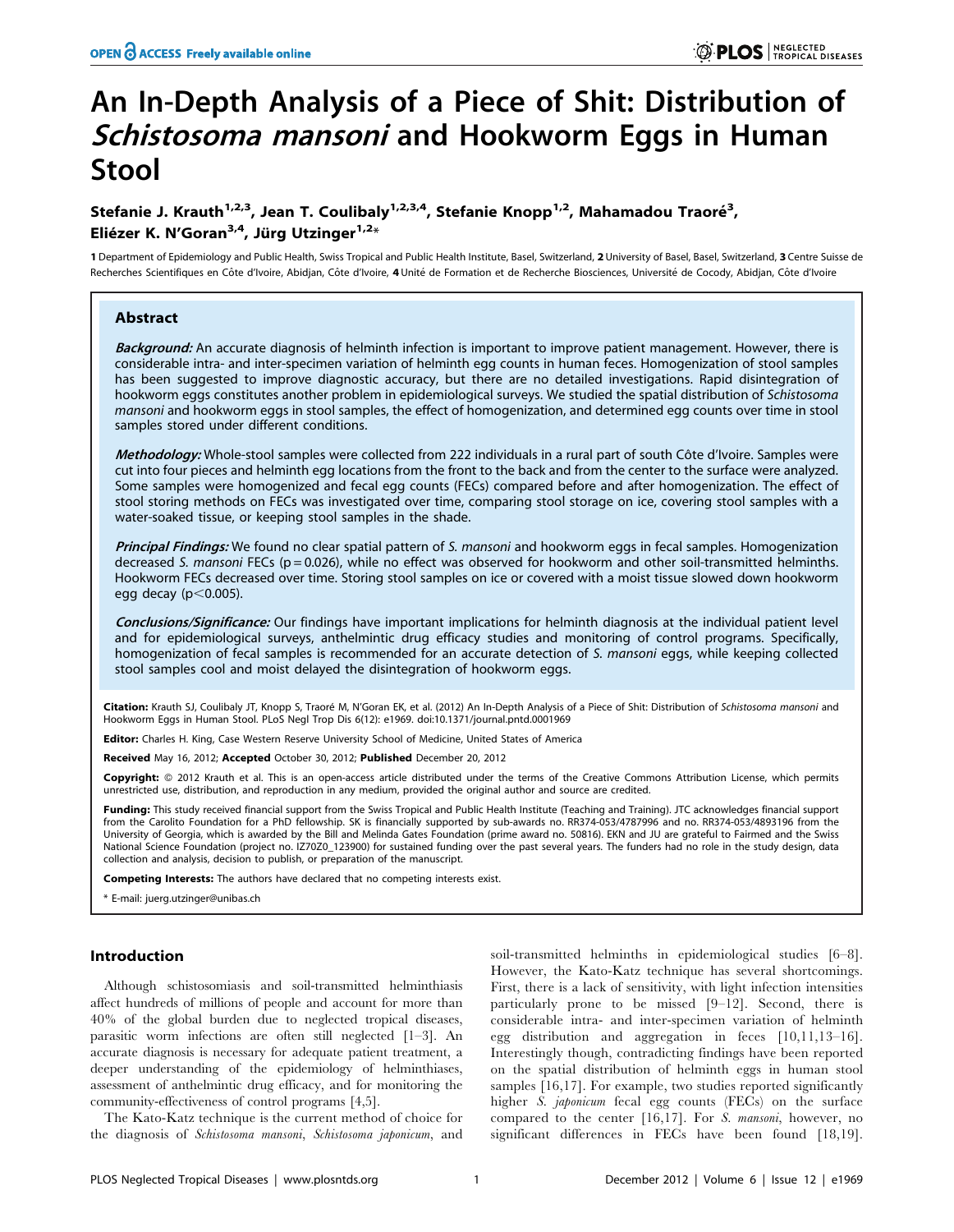# An In-Depth Analysis of a Piece of Shit: Distribution of *Schistosoma mansoni* and Hookworm Eggs in Human Stool

**Stefanie J. Krauth[1,2,3], Jean T. Coulibaly[1,2,3,4], Stefanie Knopp[1,2], Mahamadou Traoré[3], Eliézer K. N'Goran[3,4], Jürg Utzinger[1,2]***

1 Department of Epidemiology and Public Health, Swiss Tropical and Public Health Institute, Basel, Switzerland, 2 University of Basel, Basel, Switzerland, 3 Centre Suisse de Recherches Scientifiques en Côte d'Ivoire, Abidjan, Côte d'Ivoire, 4 Unité de Formation et de Recherche Biosciences, Université de Cocody, Abidjan, Côte d'Ivoire

## Abstract

***Background:*** An accurate diagnosis of helminth infection is important to improve patient management. However, there is considerable intra- and inter-specimen variation of helminth egg counts in human feces. Homogenization of stool samples has been suggested to improve diagnostic accuracy, but there are no detailed investigations. Rapid disintegration of hookworm eggs constitutes another problem in epidemiological surveys. We studied the spatial distribution of *Schistosoma mansoni* and hookworm eggs in stool samples, the effect of homogenization, and determined egg counts over time in stool samples stored under different conditions.

***Methodology:*** Whole-stool samples were collected from 222 individuals in a rural part of south Côte d'Ivoire. Samples were cut into four pieces and helminth egg locations from the front to the back and from the center to the surface were analyzed. Some samples were homogenized and fecal egg counts (FECs) compared before and after homogenization. The effect of stool storing methods on FECs was investigated over time, comparing stool storage on ice, covering stool samples with a water-soaked tissue, or keeping stool samples in the shade.

***Principal Findings:*** We found no clear spatial pattern of *S. mansoni* and hookworm eggs in fecal samples. Homogenization decreased *S. mansoni* FECs ($p = 0.026$), while no effect was observed for hookworm and other soil-transmitted helminths. Hookworm FECs decreased over time. Storing stool samples on ice or covered with a moist tissue slowed down hookworm egg decay ($p < 0.005$).

***Conclusions/Significance:*** Our findings have important implications for helminth diagnosis at the individual patient level and for epidemiological surveys, anthelmintic drug efficacy studies and monitoring of control programs. Specifically, homogenization of fecal samples is recommended for an accurate detection of *S. mansoni* eggs, while keeping collected stool samples cool and moist delayed the disintegration of hookworm eggs.

**Citation:** Krauth SJ, Coulibaly JT, Knopp S, Traoré M, N'Goran EK, et al. (2012) An In-Depth Analysis of a Piece of Shit: Distribution of *Schistosoma mansoni* and Hookworm Eggs in Human Stool. PLoS Negl Trop Dis 6(12): e1969. doi:10.1371/journal.pntd.0001969

**Editor:** Charles H. King, Case Western Reserve University School of Medicine, United States of America

**Received** May 16, 2012; **Accepted** October 30, 2012; **Published** December 20, 2012

**Copyright:** © 2012 Krauth et al. This is an open-access article distributed under the terms of the Creative Commons Attribution License, which permits unrestricted use, distribution, and reproduction in any medium, provided the original author and source are credited.

**Funding:** This study received financial support from the Swiss Tropical and Public Health Institute (Teaching and Training). JTC acknowledges financial support from the Carolito Foundation for a PhD fellowship. SK is financially supported by sub-awards no. RR374-053/4787996 and no. RR374-053/4893196 from the University of Georgia, which is awarded by the Bill and Melinda Gates Foundation (prime award no. 50816). EKN and JU are grateful to Fairmed and the Swiss National Science Foundation (project no. IZ70Z0_123900) for sustained funding over the past several years. The funders had no role in the study design, data collection and analysis, decision to publish, or preparation of the manuscript.

**Competing Interests:** The authors have declared that no competing interests exist.

\* E-mail: juerg.utzinger@unibas.ch

## Introduction

Although schistosomiasis and soil-transmitted helminthiasis affect hundreds of millions of people and account for more than 40% of the global burden due to neglected tropical diseases, parasitic worm infections are often still neglected [1–3]. An accurate diagnosis is necessary for adequate patient treatment, a deeper understanding of the epidemiology of helminthiases, assessment of anthelmintic drug efficacy, and for monitoring the community-effectiveness of control programs [4,5].

The Kato-Katz technique is the current method of choice for the diagnosis of *Schistosoma mansoni*, *Schistosoma japonicum*, and soil-transmitted helminths in epidemiological studies [6–8]. However, the Kato-Katz technique has several shortcomings. First, there is a lack of sensitivity, with light infection intensities particularly prone to be missed [9–12]. Second, there is considerable intra- and inter-specimen variation of helminth egg distribution and aggregation in feces [10,11,13–16]. Interestingly though, contradicting findings have been reported on the spatial distribution of helminth eggs in human stool samples [16,17]. For example, two studies reported significantly higher *S. japonicum* fecal egg counts (FECs) on the surface compared to the center [16,17]. For *S. mansoni*, however, no significant differences in FECs have been found [18,19].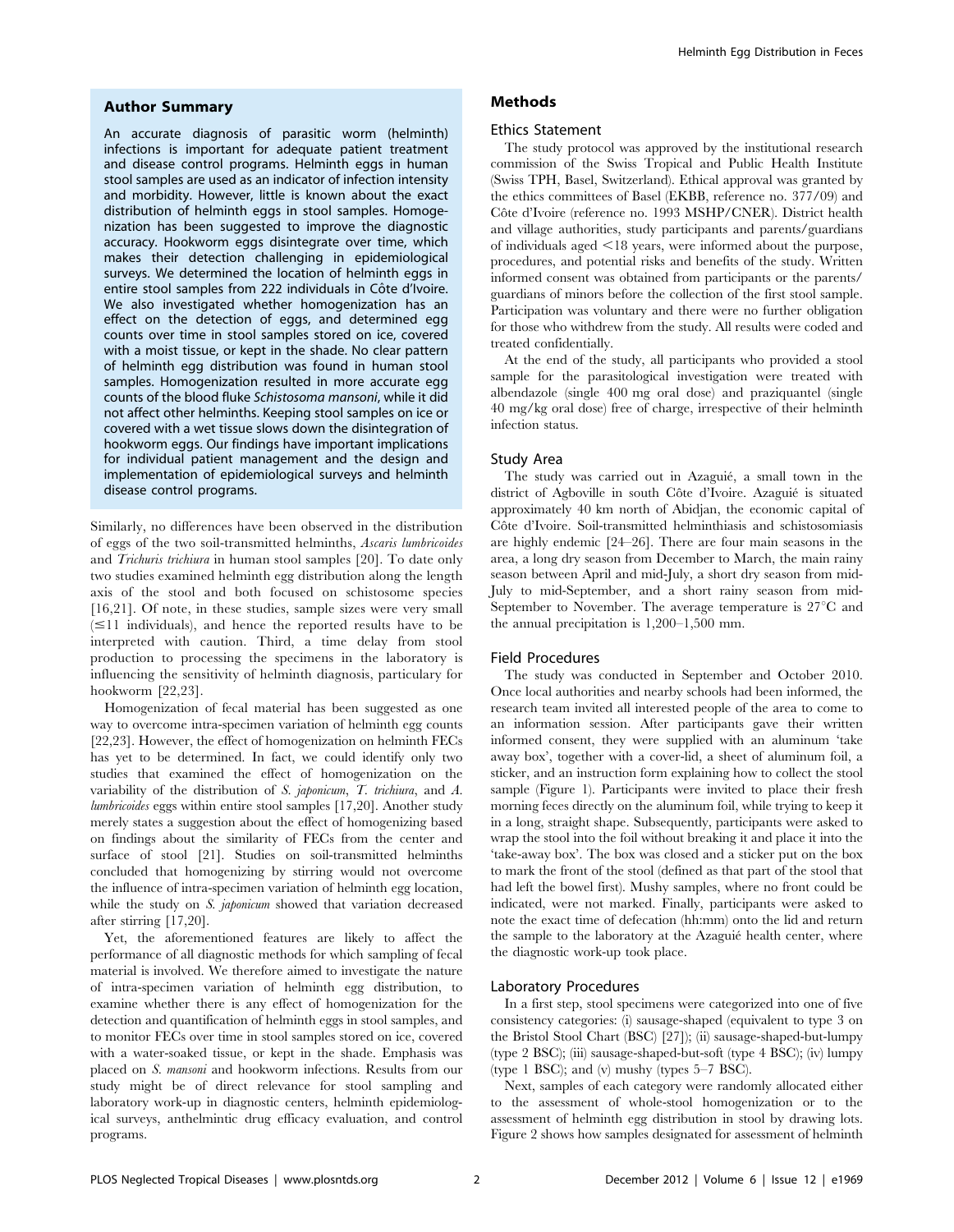## Author Summary

An accurate diagnosis of parasitic worm (helminth) infections is important for adequate patient treatment and disease control programs. Helminth eggs in human stool samples are used as an indicator of infection intensity and morbidity. However, little is known about the exact distribution of helminth eggs in stool samples. Homogenization has been suggested to improve the diagnostic accuracy. Hookworm eggs disintegrate over time, which makes their detection challenging in epidemiological surveys. We determined the location of helminth eggs in entire stool samples from 222 individuals in Côte d'Ivoire. We also investigated whether homogenization has an effect on the detection of eggs, and determined egg counts over time in stool samples stored on ice, covered with a moist tissue, or kept in the shade. No clear pattern of helminth egg distribution was found in human stool samples. Homogenization resulted in more accurate egg counts of the blood fluke *Schistosoma mansoni*, while it did not affect other helminths. Keeping stool samples on ice or covered with a wet tissue slows down the disintegration of hookworm eggs. Our findings have important implications for individual patient management and the design and implementation of epidemiological surveys and helminth disease control programs.

Similarly, no differences have been observed in the distribution of eggs of the two soil-transmitted helminths, *Ascaris lumbricoides* and *Trichuris trichiura* in human stool samples [20]. To date only two studies examined helminth egg distribution along the length axis of the stool and both focused on schistosome species [16,21]. Of note, in these studies, sample sizes were very small (≤11 individuals), and hence the reported results have to be interpreted with caution. Third, a time delay from stool production to processing the specimens in the laboratory is influencing the sensitivity of helminth diagnosis, particulary for hookworm [22,23].

Homogenization of fecal material has been suggested as one way to overcome intra-specimen variation of helminth egg counts [22,23]. However, the effect of homogenization on helminth FECs has yet to be determined. In fact, we could identify only two studies that examined the effect of homogenization on the variability of the distribution of *S. japonicum*, *T. trichiura*, and *A. lumbricoides* eggs within entire stool samples [17,20]. Another study merely states a suggestion about the effect of homogenizing based on findings about the similarity of FECs from the center and surface of stool [21]. Studies on soil-transmitted helminths concluded that homogenizing by stirring would not overcome the influence of intra-specimen variation of helminth egg location, while the study on *S. japonicum* showed that variation decreased after stirring [17,20].

Yet, the aforementioned features are likely to affect the performance of all diagnostic methods for which sampling of fecal material is involved. We therefore aimed to investigate the nature of intra-specimen variation of helminth egg distribution, to examine whether there is any effect of homogenization for the detection and quantification of helminth eggs in stool samples, and to monitor FECs over time in stool samples stored on ice, covered with a water-soaked tissue, or kept in the shade. Emphasis was placed on *S. mansoni* and hookworm infections. Results from our study might be of direct relevance for stool sampling and laboratory work-up in diagnostic centers, helminth epidemiological surveys, anthelmintic drug efficacy evaluation, and control programs.

## Methods

### Ethics Statement

The study protocol was approved by the institutional research commission of the Swiss Tropical and Public Health Institute (Swiss TPH, Basel, Switzerland). Ethical approval was granted by the ethics committees of Basel (EKBB, reference no. 377/09) and Côte d'Ivoire (reference no. 1993 MSHP/CNER). District health and village authorities, study participants and parents/guardians of individuals aged <18 years, were informed about the purpose, procedures, and potential risks and benefits of the study. Written informed consent was obtained from participants or the parents/guardians of minors before the collection of the first stool sample. Participation was voluntary and there were no further obligation for those who withdrew from the study. All results were coded and treated confidentially.

At the end of the study, all participants who provided a stool sample for the parasitological investigation were treated with albendazole (single 400 mg oral dose) and praziquantel (single 40 mg/kg oral dose) free of charge, irrespective of their helminth infection status.

### Study Area

The study was carried out in Azaguié, a small town in the district of Agboville in south Côte d'Ivoire. Azaguié is situated approximately 40 km north of Abidjan, the economic capital of Côte d'Ivoire. Soil-transmitted helminthiasis and schistosomiasis are highly endemic [24–26]. There are four main seasons in the area, a long dry season from December to March, the main rainy season between April and mid-July, a short dry season from mid-July to mid-September, and a short rainy season from mid-September to November. The average temperature is 27°C and the annual precipitation is 1,200–1,500 mm.

### Field Procedures

The study was conducted in September and October 2010. Once local authorities and nearby schools had been informed, the research team invited all interested people of the area to come to an information session. After participants gave their written informed consent, they were supplied with an aluminum 'take away box', together with a cover-lid, a sheet of aluminum foil, a sticker, and an instruction form explaining how to collect the stool sample (Figure 1). Participants were invited to place their fresh morning feces directly on the aluminum foil, while trying to keep it in a long, straight shape. Subsequently, participants were asked to wrap the stool into the foil without breaking it and place it into the 'take-away box'. The box was closed and a sticker put on the box to mark the front of the stool (defined as that part of the stool that had left the bowel first). Mushy samples, where no front could be indicated, were not marked. Finally, participants were asked to note the exact time of defecation (hh:mm) onto the lid and return the sample to the laboratory at the Azaguié health center, where the diagnostic work-up took place.

### Laboratory Procedures

In a first step, stool specimens were categorized into one of five consistency categories: (i) sausage-shaped (equivalent to type 3 on the Bristol Stool Chart (BSC) [27]); (ii) sausage-shaped-but-lumpy (type 2 BSC); (iii) sausage-shaped-but-soft (type 4 BSC); (iv) lumpy (type 1 BSC); and (v) mushy (types 5–7 BSC).

Next, samples of each category were randomly allocated either to the assessment of whole-stool homogenization or to the assessment of helminth egg distribution in stool by drawing lots. Figure 2 shows how samples designated for assessment of helminth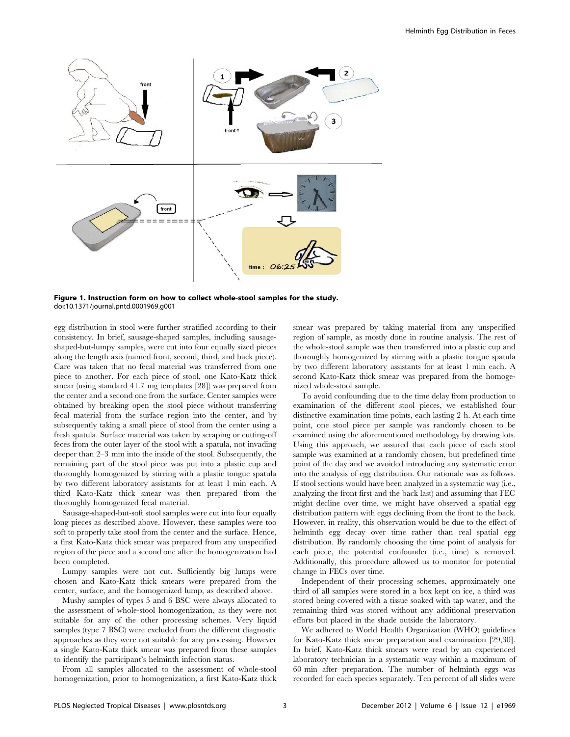**Figure 1. Instruction form on how to collect whole-stool samples for the study.**
doi:10.1371/journal.pntd.0001969.g001

egg distribution in stool were further stratified according to their consistency. In brief, sausage-shaped samples, including sausage-shaped-but-lumpy samples, were cut into four equally sized pieces along the length axis (named front, second, third, and back piece). Care was taken that no fecal material was transferred from one piece to another. For each piece of stool, one Kato-Katz thick smear (using standard 41.7 mg templates [28]) was prepared from the center and a second one from the surface. Center samples were obtained by breaking open the stool piece without transferring fecal material from the surface region into the center, and by subsequently taking a small piece of stool from the center using a fresh spatula. Surface material was taken by scraping or cutting-off feces from the outer layer of the stool with a spatula, not invading deeper than 2–3 mm into the inside of the stool. Subsequently, the remaining part of the stool piece was put into a plastic cup and thoroughly homogenized by stirring with a plastic tongue spatula by two different laboratory assistants for at least 1 min each. A third Kato-Katz thick smear was then prepared from the thoroughly homogenized fecal material.

Sausage-shaped-but-soft stool samples were cut into four equally long pieces as described above. However, these samples were too soft to properly take stool from the center and the surface. Hence, a first Kato-Katz thick smear was prepared from any unspecified region of the piece and a second one after the homogenization had been completed.

Lumpy samples were not cut. Sufficiently big lumps were chosen and Kato-Katz thick smears were prepared from the center, surface, and the homogenized lump, as described above.

Mushy samples of types 5 and 6 BSC were always allocated to the assessment of whole-stool homogenization, as they were not suitable for any of the other processing schemes. Very liquid samples (type 7 BSC) were excluded from the different diagnostic approaches as they were not suitable for any processing. However a single Kato-Katz thick smear was prepared from these samples to identify the participant's helminth infection status.

From all samples allocated to the assessment of whole-stool homogenization, prior to homogenization, a first Kato-Katz thick smear was prepared by taking material from any unspecified region of sample, as mostly done in routine analysis. The rest of the whole-stool sample was then transferred into a plastic cup and thoroughly homogenized by stirring with a plastic tongue spatula by two different laboratory assistants for at least 1 min each. A second Kato-Katz thick smear was prepared from the homogenized whole-stool sample.

To avoid confounding due to the time delay from production to examination of the different stool pieces, we established four distinctive examination time points, each lasting 2 h. At each time point, one stool piece per sample was randomly chosen to be examined using the aforementioned methodology by drawing lots. Using this approach, we assured that each piece of each stool sample was examined at a randomly chosen, but predefined time point of the day and we avoided introducing any systematic error into the analysis of egg distribution. Our rationale was as follows. If stool sections would have been analyzed in a systematic way (i.e., analyzing the front first and the back last) and assuming that FEC might decline over time, we might have observed a spatial egg distribution pattern with eggs declining from the front to the back. However, in reality, this observation would be due to the effect of helminth egg decay over time rather than real spatial egg distribution. By randomly choosing the time point of analysis for each piece, the potential confounder (i.e., time) is removed. Additionally, this procedure allowed us to monitor for potential change in FECs over time.

Independent of their processing schemes, approximately one third of all samples were stored in a box kept on ice, a third was stored being covered with a tissue soaked with tap water, and the remaining third was stored without any additional preservation efforts but placed in the shade outside the laboratory.

We adhered to World Health Organization (WHO) guidelines for Kato-Katz thick smear preparation and examination [29,30]. In brief, Kato-Katz thick smears were read by an experienced laboratory technician in a systematic way within a maximum of 60 min after preparation. The number of helminth eggs was recorded for each species separately. Ten percent of all slides were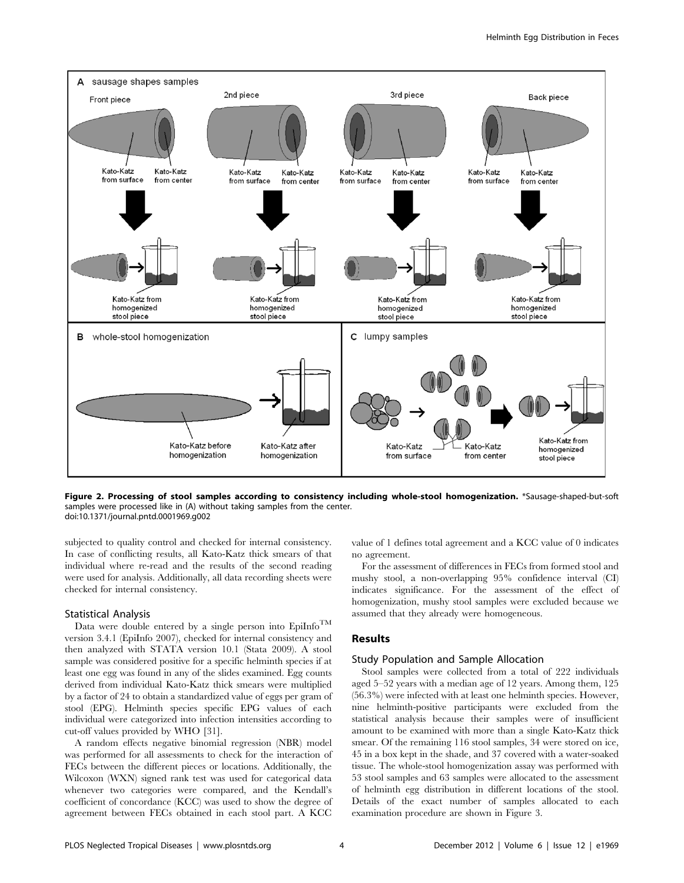**Figure 2. Processing of stool samples according to consistency including whole-stool homogenization.** *Sausage-shaped-but-soft samples were processed like in (A) without taking samples from the center.
doi:10.1371/journal.pntd.0001969.g002

subjected to quality control and checked for internal consistency. In case of conflicting results, all Kato-Katz thick smears of that individual where re-read and the results of the second reading were used for analysis. Additionally, all data recording sheets were checked for internal consistency.

### Statistical Analysis

Data were double entered by a single person into EpiInfo™ version 3.4.1 (EpiInfo 2007), checked for internal consistency and then analyzed with STATA version 10.1 (Stata 2009). A stool sample was considered positive for a specific helminth species if at least one egg was found in any of the slides examined. Egg counts derived from individual Kato-Katz thick smears were multiplied by a factor of 24 to obtain a standardized value of eggs per gram of stool (EPG). Helminth species specific EPG values of each individual were categorized into infection intensities according to cut-off values provided by WHO [31].

A random effects negative binomial regression (NBR) model was performed for all assessments to check for the interaction of FECs between the different pieces or locations. Additionally, the Wilcoxon (WXN) signed rank test was used for categorical data whenever two categories were compared, and the Kendall's coefficient of concordance (KCC) was used to show the degree of agreement between FECs obtained in each stool part. A KCC value of 1 defines total agreement and a KCC value of 0 indicates no agreement.

For the assessment of differences in FECs from formed stool and mushy stool, a non-overlapping 95% confidence interval (CI) indicates significance. For the assessment of the effect of homogenization, mushy stool samples were excluded because we assumed that they already were homogeneous.

## Results

### Study Population and Sample Allocation

Stool samples were collected from a total of 222 individuals aged 5–52 years with a median age of 12 years. Among them, 125 (56.3%) were infected with at least one helminth species. However, nine helminth-positive participants were excluded from the statistical analysis because their samples were of insufficient amount to be examined with more than a single Kato-Katz thick smear. Of the remaining 116 stool samples, 34 were stored on ice, 45 in a box kept in the shade, and 37 covered with a water-soaked tissue. The whole-stool homogenization assay was performed with 53 stool samples and 63 samples were allocated to the assessment of helminth egg distribution in different locations of the stool. Details of the exact number of samples allocated to each examination procedure are shown in Figure 3.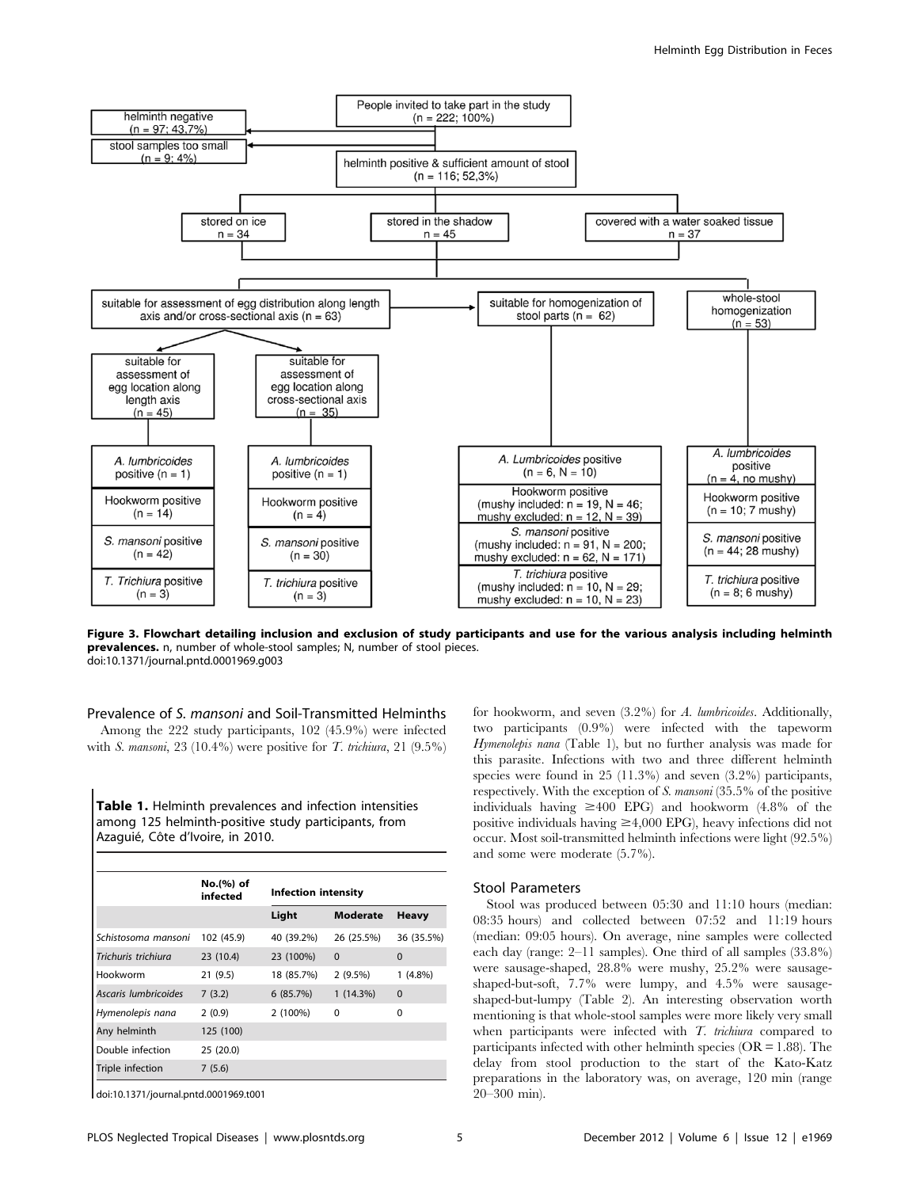**Figure 3. Flowchart detailing inclusion and exclusion of study participants and use for the various analysis including helminth prevalences.** n, number of whole-stool samples; N, number of stool pieces.
doi:10.1371/journal.pntd.0001969.g003

### Prevalence of *S. mansoni* and Soil-Transmitted Helminths

Among the 222 study participants, 102 (45.9%) were infected with *S. mansoni*, 23 (10.4%) were positive for *T. trichiura*, 21 (9.5%) for hookworm, and seven (3.2%) for *A. lumbricoides*. Additionally, two participants (0.9%) were infected with the tapeworm *Hymenolepis nana* (Table 1), but no further analysis was made for this parasite. Infections with two and three different helminth species were found in 25 (11.3%) and seven (3.2%) participants, respectively. With the exception of *S. mansoni* (35.5% of the positive individuals having ≥400 EPG) and hookworm (4.8% of the positive individuals having ≥4,000 EPG), heavy infections did not occur. Most soil-transmitted helminth infections were light (92.5%) and some were moderate (5.7%).

**Table 1.** Helminth prevalences and infection intensities among 125 helminth-positive study participants, from Azaguié, Côte d'Ivoire, in 2010.

| | No.(%) of infected | Infection intensity | | |
|---|---|---|---|---|
| | | Light | Moderate | Heavy |
| *Schistosoma mansoni* | 102 (45.9) | 40 (39.2%) | 26 (25.5%) | 36 (35.5%) |
| *Trichuris trichiura* | 23 (10.4) | 23 (100%) | 0 | 0 |
| Hookworm | 21 (9.5) | 18 (85.7%) | 2 (9.5%) | 1 (4.8%) |
| *Ascaris lumbricoides* | 7 (3.2) | 6 (85.7%) | 1 (14.3%) | 0 |
| *Hymenolepis nana* | 2 (0.9) | 2 (100%) | 0 | 0 |
| Any helminth | 125 (100) | | | |
| Double infection | 25 (20.0) | | | |
| Triple infection | 7 (5.6) | | | |

doi:10.1371/journal.pntd.0001969.t001

### Stool Parameters

Stool was produced between 05:30 and 11:10 hours (median: 08:35 hours) and collected between 07:52 and 11:19 hours (median: 09:05 hours). On average, nine samples were collected each day (range: 2–11 samples). One third of all samples (33.8%) were sausage-shaped, 28.8% were mushy, 25.2% were sausage-shaped-but-soft, 7.7% were lumpy, and 4.5% were sausage-shaped-but-lumpy (Table 2). An interesting observation worth mentioning is that whole-stool samples were more likely very small when participants were infected with *T. trichiura* compared to participants infected with other helminth species (OR = 1.88). The delay from stool production to the start of the Kato-Katz preparations in the laboratory was, on average, 120 min (range 20–300 min).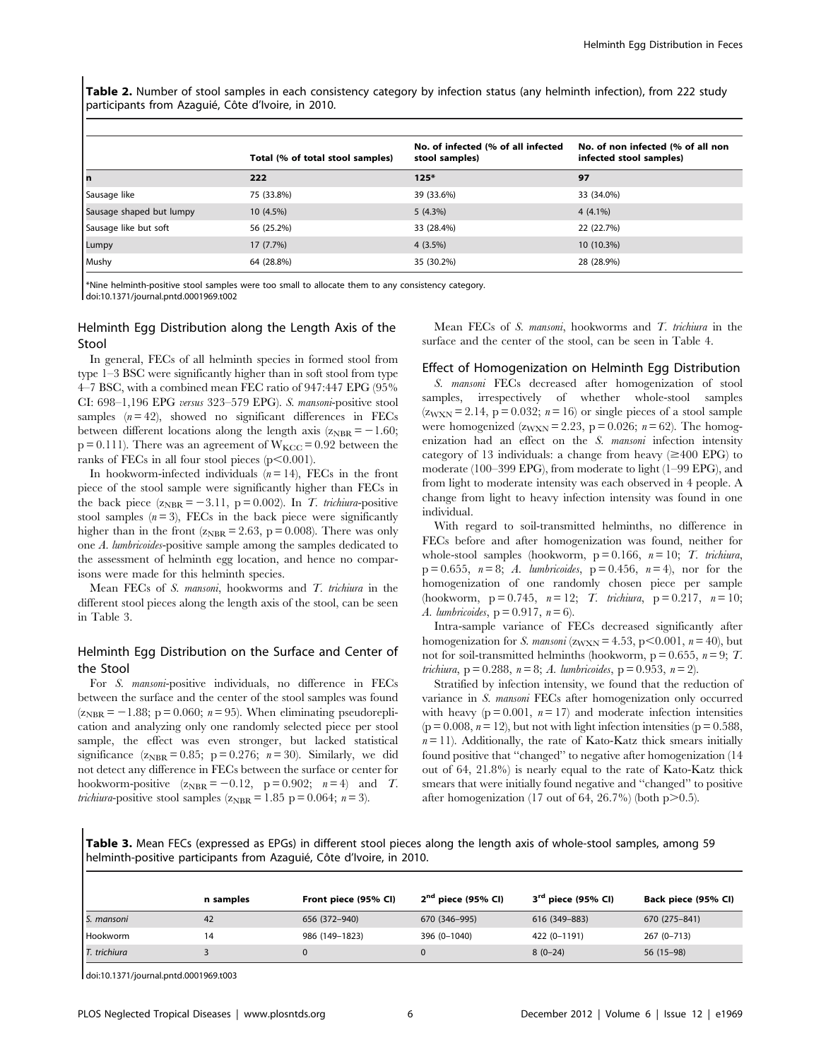**Table 2.** Number of stool samples in each consistency category by infection status (any helminth infection), from 222 study participants from Azaguié, Côte d'Ivoire, in 2010.

| | Total (% of total stool samples) | No. of infected (% of all infected stool samples) | No. of non infected (% of all non infected stool samples) |
|---|---|---|---|
| **n** | **222** | **125*** | **97** |
| Sausage like | 75 (33.8%) | 39 (33.6%) | 33 (34.0%) |
| Sausage shaped but lumpy | 10 (4.5%) | 5 (4.3%) | 4 (4.1%) |
| Sausage like but soft | 56 (25.2%) | 33 (28.4%) | 22 (22.7%) |
| Lumpy | 17 (7.7%) | 4 (3.5%) | 10 (10.3%) |
| Mushy | 64 (28.8%) | 35 (30.2%) | 28 (28.9%) |

*Nine helminth-positive stool samples were too small to allocate them to any consistency category.
doi:10.1371/journal.pntd.0001969.t002

## Helminth Egg Distribution along the Length Axis of the Stool

In general, FECs of all helminth species in formed stool from type 1–3 BSC were significantly higher than in soft stool from type 4–7 BSC, with a combined mean FEC ratio of 947:447 EPG (95% CI: 698–1,196 EPG *versus* 323–579 EPG). *S. mansoni*-positive stool samples ($n = 42$), showed no significant differences in FECs between different locations along the length axis ($z_{NBR} = -1.60$; $p = 0.111$). There was an agreement of $W_{KCC} = 0.92$ between the ranks of FECs in all four stool pieces ($p < 0.001$).

In hookworm-infected individuals ($n = 14$), FECs in the front piece of the stool sample were significantly higher than FECs in the back piece ($z_{NBR} = -3.11$, $p = 0.002$). In *T. trichiura*-positive stool samples ($n = 3$), FECs in the back piece were significantly higher than in the front ($z_{NBR} = 2.63$, $p = 0.008$). There was only one *A. lumbricoides*-positive sample among the samples dedicated to the assessment of helminth egg location, and hence no comparisons were made for this helminth species.

Mean FECs of *S. mansoni*, hookworms and *T. trichiura* in the different stool pieces along the length axis of the stool, can be seen in Table 3.

## Helminth Egg Distribution on the Surface and Center of the Stool

For *S. mansoni*-positive individuals, no difference in FECs between the surface and the center of the stool samples was found ($z_{NBR} = -1.88$; $p = 0.060$; $n = 95$). When eliminating pseudoreplication and analyzing only one randomly selected piece per stool sample, the effect was even stronger, but lacked statistical significance ($z_{NBR} = 0.85$; $p = 0.276$; $n = 30$). Similarly, we did not detect any difference in FECs between the surface or center for hookworm-positive ($z_{NBR} = -0.12$, $p = 0.902$; $n = 4$) and *T. trichiura*-positive stool samples ($z_{NBR} = 1.85$ $p = 0.064$; $n = 3$).

Mean FECs of *S. mansoni*, hookworms and *T. trichiura* in the surface and the center of the stool, can be seen in Table 4.

## Effect of Homogenization on Helminth Egg Distribution

*S. mansoni* FECs decreased after homogenization of stool samples, irrespectively of whether whole-stool samples ($z_{WXN} = 2.14$, $p = 0.032$; $n = 16$) or single pieces of a stool sample were homogenized ($z_{WXN} = 2.23$, $p = 0.026$; $n = 62$). The homogenization had an effect on the *S. mansoni* infection intensity category of 13 individuals: a change from heavy (≥400 EPG) to moderate (100–399 EPG), from moderate to light (1–99 EPG), and from light to moderate intensity was each observed in 4 people. A change from light to heavy infection intensity was found in one individual.

With regard to soil-transmitted helminths, no difference in FECs before and after homogenization was found, neither for whole-stool samples (hookworm, $p = 0.166$, $n = 10$; *T. trichiura*, $p = 0.655$, $n = 8$; *A. lumbricoides*, $p = 0.456$, $n = 4$), nor for the homogenization of one randomly chosen piece per sample (hookworm, $p = 0.745$, $n = 12$; *T. trichiura*, $p = 0.217$, $n = 10$; *A. lumbricoides*, $p = 0.917$, $n = 6$).

Intra-sample variance of FECs decreased significantly after homogenization for *S. mansoni* ($z_{WXN} = 4.53$, $p < 0.001$, $n = 40$), but not for soil-transmitted helminths (hookworm, $p = 0.655$, $n = 9$; *T. trichiura*, $p = 0.288$, $n = 8$; *A. lumbricoides*, $p = 0.953$, $n = 2$).

Stratified by infection intensity, we found that the reduction of variance in *S. mansoni* FECs after homogenization only occurred with heavy ($p = 0.001$, $n = 17$) and moderate infection intensities ($p = 0.008$, $n = 12$), but not with light infection intensities ($p = 0.588$, $n = 11$). Additionally, the rate of Kato-Katz thick smears initially found positive that "changed" to negative after homogenization (14 out of 64, 21.8%) is nearly equal to the rate of Kato-Katz thick smears that were initially found negative and "changed" to positive after homogenization (17 out of 64, 26.7%) (both $p > 0.5$).

**Table 3.** Mean FECs (expressed as EPGs) in different stool pieces along the length axis of whole-stool samples, among 59 helminth-positive participants from Azaguié, Côte d'Ivoire, in 2010.

| | n samples | Front piece (95% CI) | 2nd piece (95% CI) | 3rd piece (95% CI) | Back piece (95% CI) |
|---|---|---|---|---|---|
| *S. mansoni* | 42 | 656 (372–940) | 670 (346–995) | 616 (349–883) | 670 (275–841) |
| Hookworm | 14 | 986 (149–1823) | 396 (0–1040) | 422 (0–1191) | 267 (0–713) |
| *T. trichiura* | 3 | 0 | 0 | 8 (0–24) | 56 (15–98) |

doi:10.1371/journal.pntd.0001969.t003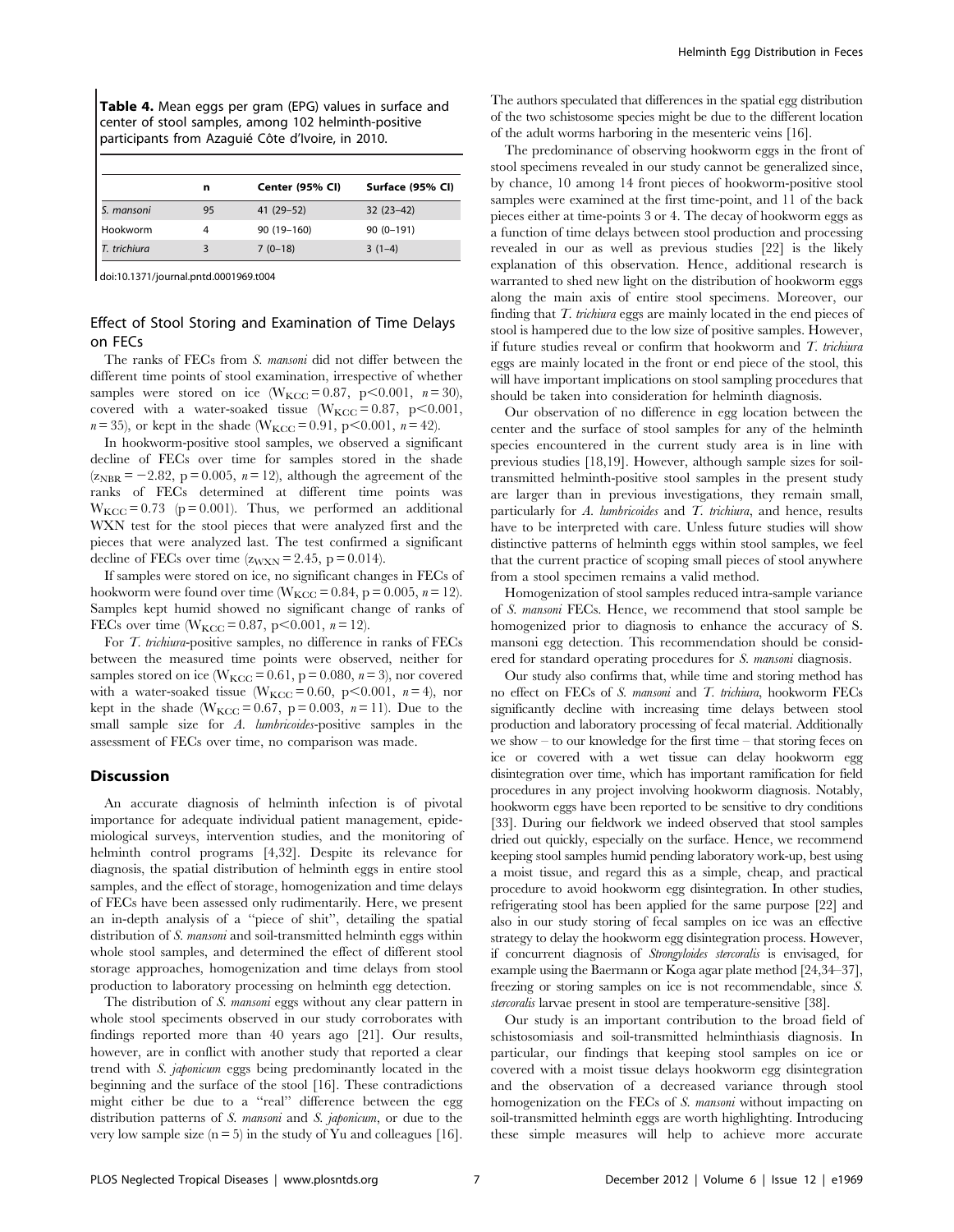**Table 4.** Mean eggs per gram (EPG) values in surface and center of stool samples, among 102 helminth-positive participants from Azaguié Côte d'Ivoire, in 2010.

| | n | Center (95% CI) | Surface (95% CI) |
|---|---|---|---|
| *S. mansoni* | 95 | 41 (29–52) | 32 (23–42) |
| Hookworm | 4 | 90 (19–160) | 90 (0–191) |
| *T. trichiura* | 3 | 7 (0–18) | 3 (1–4) |

doi:10.1371/journal.pntd.0001969.t004

### Effect of Stool Storing and Examination of Time Delays on FECs

The ranks of FECs from *S. mansoni* did not differ between the different time points of stool examination, irrespective of whether samples were stored on ice ($W_{KCC} = 0.87$, $p < 0.001$, $n = 30$), covered with a water-soaked tissue ($W_{KCC} = 0.87$, $p < 0.001$, $n = 35$), or kept in the shade ($W_{KCC} = 0.91$, $p < 0.001$, $n = 42$).

In hookworm-positive stool samples, we observed a significant decline of FECs over time for samples stored in the shade ($z_{NBR} = -2.82$, $p = 0.005$, $n = 12$), although the agreement of the ranks of FECs determined at different time points was $W_{KCC} = 0.73$ ($p = 0.001$). Thus, we performed an additional WXN test for the stool pieces that were analyzed first and the pieces that were analyzed last. The test confirmed a significant decline of FECs over time ($z_{WXN} = 2.45$, $p = 0.014$).

If samples were stored on ice, no significant changes in FECs of hookworm were found over time ($W_{KCC} = 0.84$, $p = 0.005$, $n = 12$). Samples kept humid showed no significant change of ranks of FECs over time ($W_{KCC} = 0.87$, $p < 0.001$, $n = 12$).

For *T. trichiura*-positive samples, no difference in ranks of FECs between the measured time points were observed, neither for samples stored on ice ($W_{KCC} = 0.61$, $p = 0.080$, $n = 3$), nor covered with a water-soaked tissue ($W_{KCC} = 0.60$, $p < 0.001$, $n = 4$), nor kept in the shade ($W_{KCC} = 0.67$, $p = 0.003$, $n = 11$). Due to the small sample size for *A. lumbricoides*-positive samples in the assessment of FECs over time, no comparison was made.

## Discussion

An accurate diagnosis of helminth infection is of pivotal importance for adequate individual patient management, epidemiological surveys, intervention studies, and the monitoring of helminth control programs [4,32]. Despite its relevance for diagnosis, the spatial distribution of helminth eggs in entire stool samples, and the effect of storage, homogenization and time delays of FECs have been assessed only rudimentarily. Here, we present an in-depth analysis of a "piece of shit", detailing the spatial distribution of *S. mansoni* and soil-transmitted helminth eggs within whole stool samples, and determined the effect of different stool storage approaches, homogenization and time delays from stool production to laboratory processing on helminth egg detection.

The distribution of *S. mansoni* eggs without any clear pattern in whole stool speciments observed in our study corroborates with findings reported more than 40 years ago [21]. Our results, however, are in conflict with another study that reported a clear trend with *S. japonicum* eggs being predominantly located in the beginning and the surface of the stool [16]. These contradictions might either be due to a "real" difference between the egg distribution patterns of *S. mansoni* and *S. japonicum*, or due to the very low sample size (n = 5) in the study of Yu and colleagues [16]. The authors speculated that differences in the spatial egg distribution of the two schistosome species might be due to the different location of the adult worms harboring in the mesenteric veins [16].

The predominance of observing hookworm eggs in the front of stool specimens revealed in our study cannot be generalized since, by chance, 10 among 14 front pieces of hookworm-positive stool samples were examined at the first time-point, and 11 of the back pieces either at time-points 3 or 4. The decay of hookworm eggs as a function of time delays between stool production and processing revealed in our as well as previous studies [22] is the likely explanation of this observation. Hence, additional research is warranted to shed new light on the distribution of hookworm eggs along the main axis of entire stool specimens. Moreover, our finding that *T. trichiura* eggs are mainly located in the end pieces of stool is hampered due to the low size of positive samples. However, if future studies reveal or confirm that hookworm and *T. trichiura* eggs are mainly located in the front or end piece of the stool, this will have important implications on stool sampling procedures that should be taken into consideration for helminth diagnosis.

Our observation of no difference in egg location between the center and the surface of stool samples for any of the helminth species encountered in the current study area is in line with previous studies [18,19]. However, although sample sizes for soil-transmitted helminth-positive stool samples in the present study are larger than in previous investigations, they remain small, particularly for *A. lumbricoides* and *T. trichiura*, and hence, results have to be interpreted with care. Unless future studies will show distinctive patterns of helminth eggs within stool samples, we feel that the current practice of scoping small pieces of stool anywhere from a stool specimen remains a valid method.

Homogenization of stool samples reduced intra-sample variance of *S. mansoni* FECs. Hence, we recommend that stool sample be homogenized prior to diagnosis to enhance the accuracy of S. mansoni egg detection. This recommendation should be considered for standard operating procedures for *S. mansoni* diagnosis.

Our study also confirms that, while time and storing method has no effect on FECs of *S. mansoni* and *T. trichiura*, hookworm FECs significantly decline with increasing time delays between stool production and laboratory processing of fecal material. Additionally we show – to our knowledge for the first time – that storing feces on ice or covered with a wet tissue can delay hookworm egg disintegration over time, which has important ramification for field procedures in any project involving hookworm diagnosis. Notably, hookworm eggs have been reported to be sensitive to dry conditions [33]. During our fieldwork we indeed observed that stool samples dried out quickly, especially on the surface. Hence, we recommend keeping stool samples humid pending laboratory work-up, best using a moist tissue, and regard this as a simple, cheap, and practical procedure to avoid hookworm egg disintegration. In other studies, refrigerating stool has been applied for the same purpose [22] and also in our study storing of fecal samples on ice was an effective strategy to delay the hookworm egg disintegration process. However, if concurrent diagnosis of *Strongyloides stercoralis* is envisaged, for example using the Baermann or Koga agar plate method [24,34–37], freezing or storing samples on ice is not recommendable, since *S. stercoralis* larvae present in stool are temperature-sensitive [38].

Our study is an important contribution to the broad field of schistosomiasis and soil-transmitted helminthiasis diagnosis. In particular, our findings that keeping stool samples on ice or covered with a moist tissue delays hookworm egg disintegration and the observation of a decreased variance through stool homogenization on the FECs of *S. mansoni* without impacting on soil-transmitted helminth eggs are worth highlighting. Introducing these simple measures will help to achieve more accurate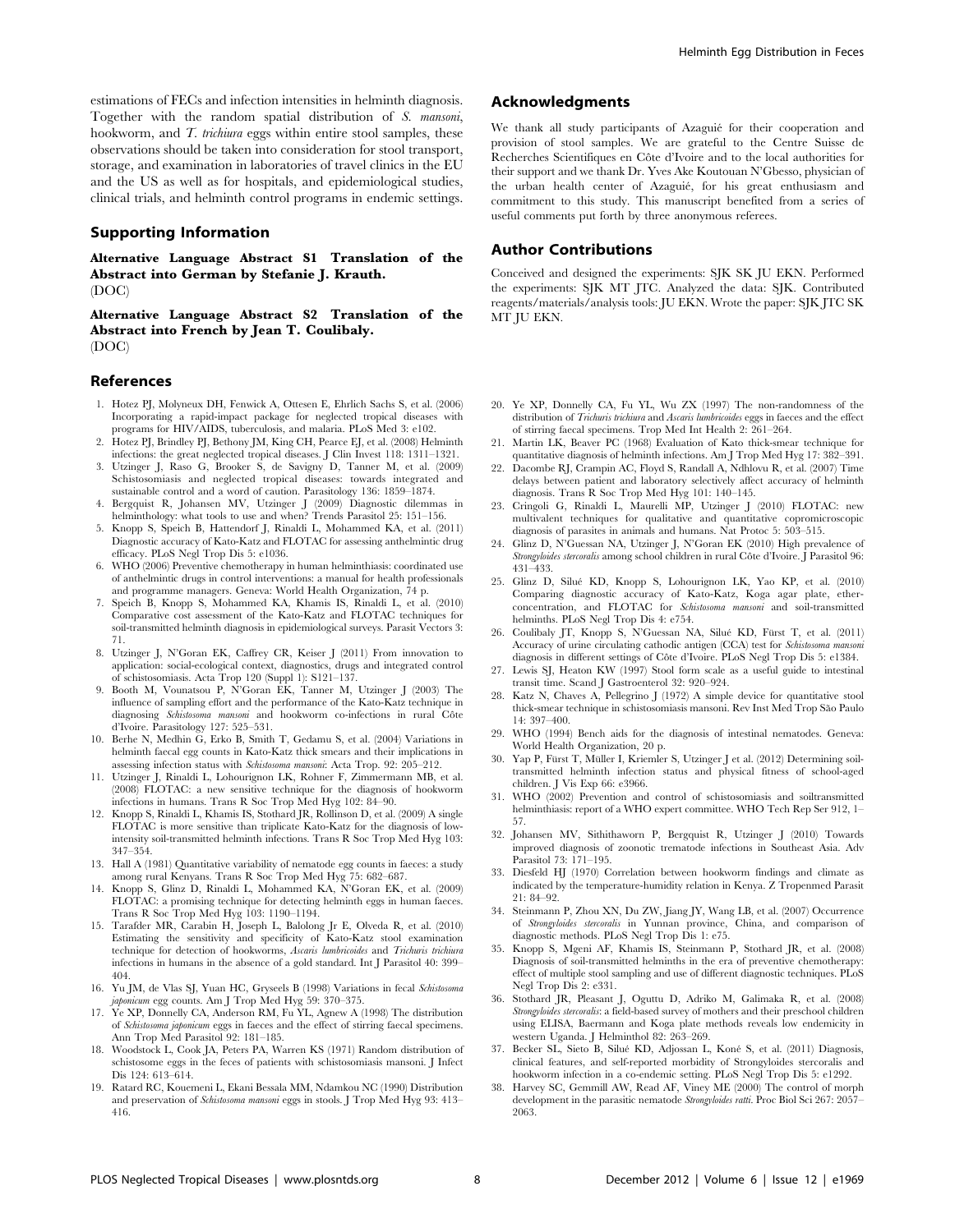estimations of FECs and infection intensities in helminth diagnosis. Together with the random spatial distribution of *S. mansoni*, hookworm, and *T. trichiura* eggs within entire stool samples, these observations should be taken into consideration for stool transport, storage, and examination in laboratories of travel clinics in the EU and the US as well as for hospitals, and epidemiological studies, clinical trials, and helminth control programs in endemic settings.

## Supporting Information

**Alternative Language Abstract S1 Translation of the Abstract into German by Stefanie J. Krauth.**
(DOC)

**Alternative Language Abstract S2 Translation of the Abstract into French by Jean T. Coulibaly.**
(DOC)

## Acknowledgments

We thank all study participants of Azaguié for their cooperation and provision of stool samples. We are grateful to the Centre Suisse de Recherches Scientifiques en Côte d'Ivoire and to the local authorities for their support and we thank Dr. Yves Ake Koutouan N'Gbesso, physician of the urban health center of Azaguié, for his great enthusiasm and commitment to this study. This manuscript benefited from a series of useful comments put forth by three anonymous referees.

## Author Contributions

Conceived and designed the experiments: SJK SK JU EKN. Performed the experiments: SJK MT JTC. Analyzed the data: SJK. Contributed reagents/materials/analysis tools: JU EKN. Wrote the paper: SJK JTC SK MT JU EKN.

## References

1. Hotez PJ, Molyneux DH, Fenwick A, Ottesen E, Ehrlich Sachs S, et al. (2006) Incorporating a rapid-impact package for neglected tropical diseases with programs for HIV/AIDS, tuberculosis, and malaria. PLoS Med 3: e102.
2. Hotez PJ, Brindley PJ, Bethony JM, King CH, Pearce EJ, et al. (2008) Helminth infections: the great neglected tropical diseases. J Clin Invest 118: 1311–1321.
3. Utzinger J, Raso G, Brooker S, de Savigny D, Tanner M, et al. (2009) Schistosomiasis and neglected tropical diseases: towards integrated and sustainable control and a word of caution. Parasitology 136: 1859–1874.
4. Bergquist R, Johansen MV, Utzinger J (2009) Diagnostic dilemmas in helminthology: what tools to use and when? Trends Parasitol 25: 151–156.
5. Knopp S, Speich B, Hattendorf J, Rinaldi L, Mohammed KA, et al. (2011) Diagnostic accuracy of Kato-Katz and FLOTAC for assessing anthelmintic drug efficacy. PLoS Negl Trop Dis 5: e1036.
6. WHO (2006) Preventive chemotherapy in human helminthiasis: coordinated use of anthelmintic drugs in control interventions: a manual for health professionals and programme managers. Geneva: World Health Organization, 74 p.
7. Speich B, Knopp S, Mohammed KA, Khamis IS, Rinaldi L, et al. (2010) Comparative cost assessment of the Kato-Katz and FLOTAC techniques for soil-transmitted helminth diagnosis in epidemiological surveys. Parasit Vectors 3: 71.
8. Utzinger J, N'Goran EK, Caffrey CR, Keiser J (2011) From innovation to application: social-ecological context, diagnostics, drugs and integrated control of schistosomiasis. Acta Trop 120 (Suppl 1): S121–137.
9. Booth M, Vounatsou P, N'Goran EK, Tanner M, Utzinger J (2003) The influence of sampling effort and the performance of the Kato-Katz technique in diagnosing *Schistosoma mansoni* and hookworm co-infections in rural Côte d'Ivoire. Parasitology 127: 525–531.
10. Berhe N, Medhin G, Erko B, Smith T, Gedamu S, et al. (2004) Variations in helminth faecal egg counts in Kato-Katz thick smears and their implications in assessing infection status with *Schistosoma mansoni*. Acta Trop. 92: 205–212.
11. Utzinger J, Rinaldi L, Lohourignon LK, Rohner F, Zimmermann MB, et al. (2008) FLOTAC: a new sensitive technique for the diagnosis of hookworm infections in humans. Trans R Soc Trop Med Hyg 102: 84–90.
12. Knopp S, Rinaldi L, Khamis IS, Stothard JR, Rollinson D, et al. (2009) A single FLOTAC is more sensitive than triplicate Kato-Katz for the diagnosis of low-intensity soil-transmitted helminth infections. Trans R Soc Trop Med Hyg 103: 347–354.
13. Hall A (1981) Quantitative variability of nematode egg counts in faeces: a study among rural Kenyans. Trans R Soc Trop Med Hyg 75: 682–687.
14. Knopp S, Glinz D, Rinaldi L, Mohammed KA, N'Goran EK, et al. (2009) FLOTAC: a promising technique for detecting helminth eggs in human faeces. Trans R Soc Trop Med Hyg 103: 1190–1194.
15. Tarafder MR, Carabin H, Joseph L, Balolong Jr E, Olveda R, et al. (2010) Estimating the sensitivity and specificity of Kato-Katz stool examination technique for detection of hookworms, *Ascaris lumbricoides* and *Trichuris trichiura* infections in humans in the absence of a gold standard. Int J Parasitol 40: 399–404.
16. Yu JM, de Vlas SJ, Yuan HC, Gryseels B (1998) Variations in fecal *Schistosoma japonicum* egg counts. Am J Trop Med Hyg 59: 370–375.
17. Ye XP, Donnelly CA, Anderson RM, Fu YL, Agnew A (1998) The distribution of *Schistosoma japonicum* eggs in faeces and the effect of stirring faecal specimens. Ann Trop Med Parasitol 92: 181–185.
18. Woodstock L, Cook JA, Peters PA, Warren KS (1971) Random distribution of schistosome eggs in the feces of patients with schistosomiasis mansoni. J Infect Dis 124: 613–614.
19. Ratard RC, Kouemeni L, Ekani Bessala MM, Ndamkou NC (1990) Distribution and preservation of *Schistosoma mansoni* eggs in stools. J Trop Med Hyg 93: 413–416.
20. Ye XP, Donnelly CA, Fu YL, Wu ZX (1997) The non-randomness of the distribution of *Trichuris trichiura* and *Ascaris lumbricoides* eggs in faeces and the effect of stirring faecal specimens. Trop Med Int Health 2: 261–264.
21. Martin LK, Beaver PC (1968) Evaluation of Kato thick-smear technique for quantitative diagnosis of helminth infections. Am J Trop Med Hyg 17: 382–391.
22. Dacombe RJ, Crampin AC, Floyd S, Randall A, Ndhlovu R, et al. (2007) Time delays between patient and laboratory selectively affect accuracy of helminth diagnosis. Trans R Soc Trop Med Hyg 101: 140–145.
23. Cringoli G, Rinaldi L, Maurelli MP, Utzinger J (2010) FLOTAC: new multivalent techniques for qualitative and quantitative copromicroscopic diagnosis of parasites in animals and humans. Nat Protoc 5: 503–515.
24. Glinz D, N'Guessan NA, Utzinger J, N'Goran EK (2010) High prevalence of *Strongyloides stercoralis* among school children in rural Côte d'Ivoire. J Parasitol 96: 431–433.
25. Glinz D, Silué KD, Knopp S, Lohourignon LK, Yao KP, et al. (2010) Comparing diagnostic accuracy of Kato-Katz, Koga agar plate, ether-concentration, and FLOTAC for *Schistosoma mansoni* and soil-transmitted helminths. PLoS Negl Trop Dis 4: e754.
26. Coulibaly JT, Knopp S, N'Guessan NA, Silué KD, Fürst T, et al. (2011) Accuracy of urine circulating cathodic antigen (CCA) test for *Schistosoma mansoni* diagnosis in different settings of Côte d'Ivoire. PLoS Negl Trop Dis 5: e1384.
27. Lewis SJ, Heaton KW (1997) Stool form scale as a useful guide to intestinal transit time. Scand J Gastroenterol 32: 920–924.
28. Katz N, Chaves A, Pellegrino J (1972) A simple device for quantitative stool thick-smear technique in schistosomiasis mansoni. Rev Inst Med Trop São Paulo 14: 397–400.
29. WHO (1994) Bench aids for the diagnosis of intestinal nematodes. Geneva: World Health Organization, 20 p.
30. Yap P, Fürst T, Müller I, Kriemler S, Utzinger J et al. (2012) Determining soil-transmitted helminth infection status and physical fitness of school-aged children. J Vis Exp 66: e3966.
31. WHO (2002) Prevention and control of schistosomiasis and soiltransmitted helminthiasis: report of a WHO expert committee. WHO Tech Rep Ser 912, 1–57.
32. Johansen MV, Sithithaworn P, Bergquist R, Utzinger J (2010) Towards improved diagnosis of zoonotic trematode infections in Southeast Asia. Adv Parasitol 73: 171–195.
33. Diesfeld HJ (1970) Correlation between hookworm findings and climate as indicated by the temperature-humidity relation in Kenya. Z Tropenmed Parasit 21: 84–92.
34. Steinmann P, Zhou XN, Du ZW, Jiang JY, Wang LB, et al. (2007) Occurrence of *Strongyloides stercoralis* in Yunnan province, China, and comparison of diagnostic methods. PLoS Negl Trop Dis 1: e75.
35. Knopp S, Mgeni AF, Khamis IS, Steinmann P, Stothard JR, et al. (2008) Diagnosis of soil-transmitted helminths in the era of preventive chemotherapy: effect of multiple stool sampling and use of different diagnostic techniques. PLoS Negl Trop Dis 2: e331.
36. Stothard JR, Pleasant J, Oguttu D, Adriko M, Galimaka R, et al. (2008) *Strongyloides stercoralis*: a field-based survey of mothers and their preschool children using ELISA, Baermann and Koga plate methods reveals low endemicity in western Uganda. J Helminthol 82: 263–269.
37. Becker SL, Sieto B, Silué KD, Adjossan L, Koné S, et al. (2011) Diagnosis, clinical features, and self-reported morbidity of Strongyloides stercoralis and hookworm infection in a co-endemic setting. PLoS Negl Trop Dis 5: e1292.
38. Harvey SC, Gemmill AW, Read AF, Viney ME (2000) The control of morph development in the parasitic nematode *Strongyloides ratti*. Proc Biol Sci 267: 2057–2063.